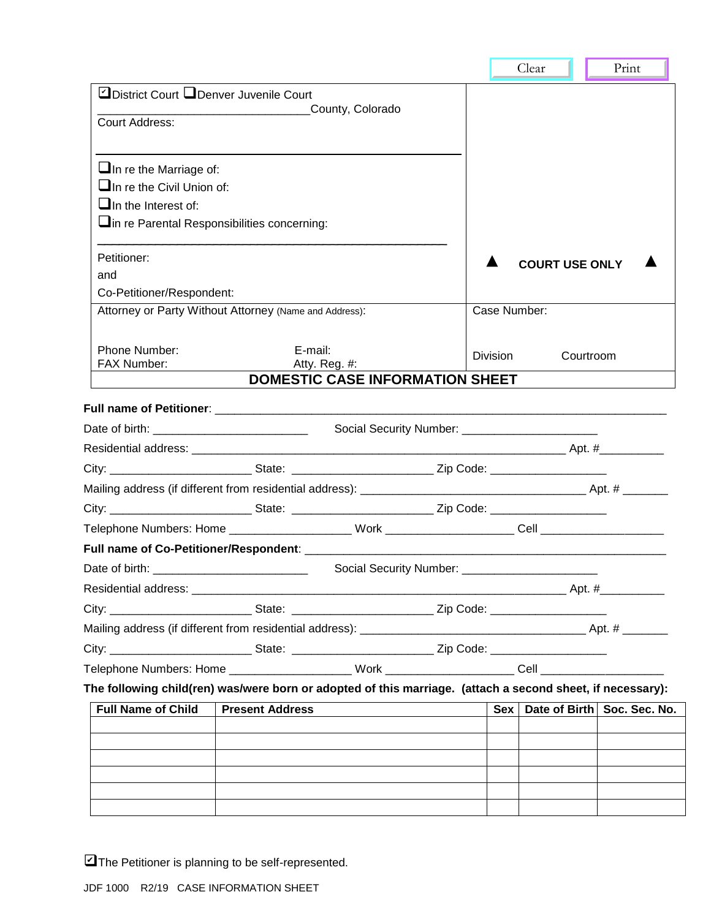☑ District Court ☐ Denver Juvenile Court
\_\_\_\_\_\_\_\_\_\_\_\_\_\_\_\_\_\_\_\_\_\_\_\_\_\_\_\_\_\_\_\_County, Colorado
Court Address:

☐ In re the Marriage of:
☐ In re the Civil Union of:
☐ In the Interest of:
☐ in re Parental Responsibilities concerning:

\_\_\_\_\_\_\_\_\_\_\_\_\_\_\_\_\_\_\_\_\_\_\_\_\_\_\_\_\_\_\_\_\_\_\_\_\_\_\_\_\_\_\_\_\_\_\_\_

Petitioner:
and
Co-Petitioner/Respondent:

▲ **COURT USE ONLY** ▲

Attorney or Party Without Attorney (Name and Address):

Phone Number: E-mail:
FAX Number: Atty. Reg. #:

Case Number:

Division Courtroom

## DOMESTIC CASE INFORMATION SHEET

**Full name of Petitioner**: \_\_\_\_\_\_\_\_\_\_\_\_\_\_\_\_\_\_\_\_\_\_\_\_\_\_\_\_\_\_\_\_\_\_\_\_\_\_\_\_\_\_\_\_\_\_\_\_\_\_\_\_\_\_\_\_\_\_\_\_\_\_\_\_

Date of birth: \_\_\_\_\_\_\_\_\_\_\_\_\_\_\_\_\_\_\_\_\_\_\_ Social Security Number: \_\_\_\_\_\_\_\_\_\_\_\_\_\_\_\_\_\_\_\_

Residential address: \_\_\_\_\_\_\_\_\_\_\_\_\_\_\_\_\_\_\_\_\_\_\_\_\_\_\_\_\_\_\_\_\_\_\_\_\_\_\_\_\_\_\_\_\_\_\_\_\_\_\_\_\_ Apt. #\_\_\_\_\_\_\_\_\_\_

City: \_\_\_\_\_\_\_\_\_\_\_\_\_\_\_\_\_\_\_\_\_ State: \_\_\_\_\_\_\_\_\_\_\_\_\_\_\_\_\_\_\_\_\_ Zip Code: \_\_\_\_\_\_\_\_\_\_\_\_\_\_\_\_\_\_

Mailing address (if different from residential address): \_\_\_\_\_\_\_\_\_\_\_\_\_\_\_\_\_\_\_\_\_\_\_\_\_\_\_\_\_\_\_\_\_ Apt. # \_\_\_\_\_\_\_

City: \_\_\_\_\_\_\_\_\_\_\_\_\_\_\_\_\_\_\_\_\_ State: \_\_\_\_\_\_\_\_\_\_\_\_\_\_\_\_\_\_\_\_\_ Zip Code: \_\_\_\_\_\_\_\_\_\_\_\_\_\_\_\_\_\_

Telephone Numbers: Home \_\_\_\_\_\_\_\_\_\_\_\_\_\_\_\_\_\_ Work \_\_\_\_\_\_\_\_\_\_\_\_\_\_\_\_\_\_\_ Cell \_\_\_\_\_\_\_\_\_\_\_\_\_\_\_\_\_\_\_

**Full name of Co-Petitioner/Respondent**: \_\_\_\_\_\_\_\_\_\_\_\_\_\_\_\_\_\_\_\_\_\_\_\_\_\_\_\_\_\_\_\_\_\_\_\_\_\_\_\_\_\_\_\_\_\_\_\_\_\_\_\_\_\_

Date of birth: \_\_\_\_\_\_\_\_\_\_\_\_\_\_\_\_\_\_\_\_\_\_\_ Social Security Number: \_\_\_\_\_\_\_\_\_\_\_\_\_\_\_\_\_\_\_\_

Residential address: \_\_\_\_\_\_\_\_\_\_\_\_\_\_\_\_\_\_\_\_\_\_\_\_\_\_\_\_\_\_\_\_\_\_\_\_\_\_\_\_\_\_\_\_\_\_\_\_\_\_\_\_\_ Apt. #\_\_\_\_\_\_\_\_\_\_

City: \_\_\_\_\_\_\_\_\_\_\_\_\_\_\_\_\_\_\_\_\_ State: \_\_\_\_\_\_\_\_\_\_\_\_\_\_\_\_\_\_\_\_\_ Zip Code: \_\_\_\_\_\_\_\_\_\_\_\_\_\_\_\_\_\_

Mailing address (if different from residential address): \_\_\_\_\_\_\_\_\_\_\_\_\_\_\_\_\_\_\_\_\_\_\_\_\_\_\_\_\_\_\_\_\_ Apt. # \_\_\_\_\_\_\_

City: \_\_\_\_\_\_\_\_\_\_\_\_\_\_\_\_\_\_\_\_\_ State: \_\_\_\_\_\_\_\_\_\_\_\_\_\_\_\_\_\_\_\_\_ Zip Code: \_\_\_\_\_\_\_\_\_\_\_\_\_\_\_\_\_\_

Telephone Numbers: Home \_\_\_\_\_\_\_\_\_\_\_\_\_\_\_\_\_\_ Work \_\_\_\_\_\_\_\_\_\_\_\_\_\_\_\_\_\_\_ Cell \_\_\_\_\_\_\_\_\_\_\_\_\_\_\_\_\_\_\_

**The following child(ren) was/were born or adopted of this marriage. (attach a second sheet, if necessary):**

| Full Name of Child | Present Address | Sex | Date of Birth | Soc. Sec. No. |
|---|---|---|---|---|
| | | | | |
| | | | | |
| | | | | |
| | | | | |
| | | | | |
| | | | | |

☑ The Petitioner is planning to be self-represented.

JDF 1000 R2/19 CASE INFORMATION SHEET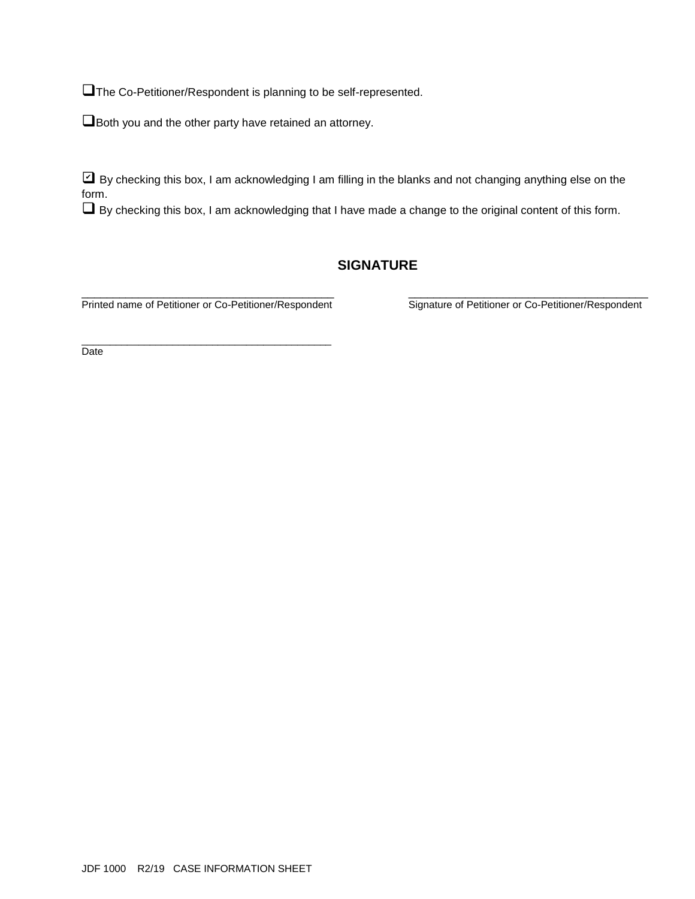☐ The Co-Petitioner/Respondent is planning to be self-represented.

☐ Both you and the other party have retained an attorney.

☑ By checking this box, I am acknowledging I am filling in the blanks and not changing anything else on the form.

☐ By checking this box, I am acknowledging that I have made a change to the original content of this form.

## SIGNATURE

\_\_\_\_\_\_\_\_\_\_\_\_\_\_\_\_\_\_\_\_\_\_\_\_\_\_\_\_\_\_\_\_\_\_\_\_\_\_\_\_\_\_\_\_
Printed name of Petitioner or Co-Petitioner/Respondent

\_\_\_\_\_\_\_\_\_\_\_\_\_\_\_\_\_\_\_\_\_\_\_\_\_\_\_\_\_\_\_\_\_\_\_\_\_\_\_\_\_\_\_\_
Signature of Petitioner or Co-Petitioner/Respondent

\_\_\_\_\_\_\_\_\_\_\_\_\_\_\_\_\_\_\_\_\_\_\_\_\_\_\_\_\_\_\_\_\_\_\_\_\_\_\_\_\_\_\_\_
Date

JDF 1000 R2/19 CASE INFORMATION SHEET